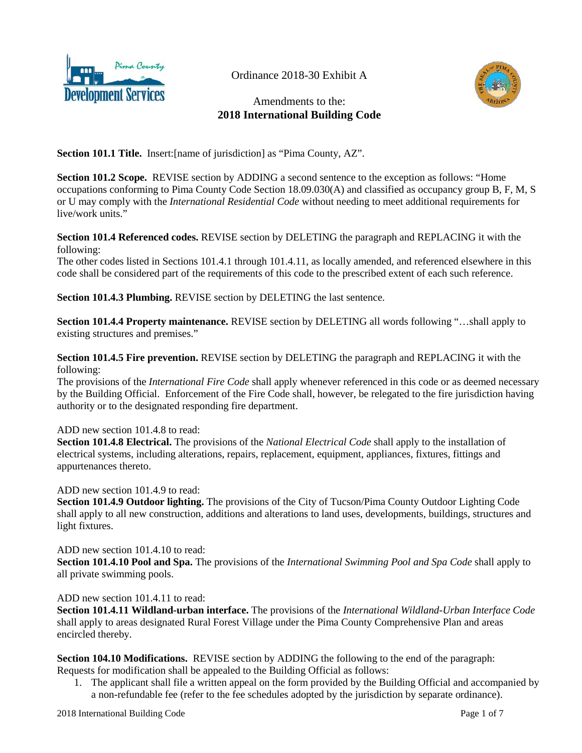Ordinance 2018-30 Exhibit A

Amendments to the:
**2018 International Building Code**

**Section 101.1 Title.** Insert:[name of jurisdiction] as "Pima County, AZ".

**Section 101.2 Scope.** REVISE section by ADDING a second sentence to the exception as follows: "Home occupations conforming to Pima County Code Section 18.09.030(A) and classified as occupancy group B, F, M, S or U may comply with the *International Residential Code* without needing to meet additional requirements for live/work units."

**Section 101.4 Referenced codes.** REVISE section by DELETING the paragraph and REPLACING it with the following:
The other codes listed in Sections 101.4.1 through 101.4.11, as locally amended, and referenced elsewhere in this code shall be considered part of the requirements of this code to the prescribed extent of each such reference.

**Section 101.4.3 Plumbing.** REVISE section by DELETING the last sentence.

**Section 101.4.4 Property maintenance.** REVISE section by DELETING all words following "…shall apply to existing structures and premises."

**Section 101.4.5 Fire prevention.** REVISE section by DELETING the paragraph and REPLACING it with the following:
The provisions of the *International Fire Code* shall apply whenever referenced in this code or as deemed necessary by the Building Official. Enforcement of the Fire Code shall, however, be relegated to the fire jurisdiction having authority or to the designated responding fire department.

ADD new section 101.4.8 to read:
**Section 101.4.8 Electrical.** The provisions of the *National Electrical Code* shall apply to the installation of electrical systems, including alterations, repairs, replacement, equipment, appliances, fixtures, fittings and appurtenances thereto.

ADD new section 101.4.9 to read:
**Section 101.4.9 Outdoor lighting.** The provisions of the City of Tucson/Pima County Outdoor Lighting Code shall apply to all new construction, additions and alterations to land uses, developments, buildings, structures and light fixtures.

ADD new section 101.4.10 to read:
**Section 101.4.10 Pool and Spa.** The provisions of the *International Swimming Pool and Spa Code* shall apply to all private swimming pools.

ADD new section 101.4.11 to read:
**Section 101.4.11 Wildland-urban interface.** The provisions of the *International Wildland-Urban Interface Code* shall apply to areas designated Rural Forest Village under the Pima County Comprehensive Plan and areas encircled thereby.

**Section 104.10 Modifications.** REVISE section by ADDING the following to the end of the paragraph:
Requests for modification shall be appealed to the Building Official as follows:

1. The applicant shall file a written appeal on the form provided by the Building Official and accompanied by a non-refundable fee (refer to the fee schedules adopted by the jurisdiction by separate ordinance).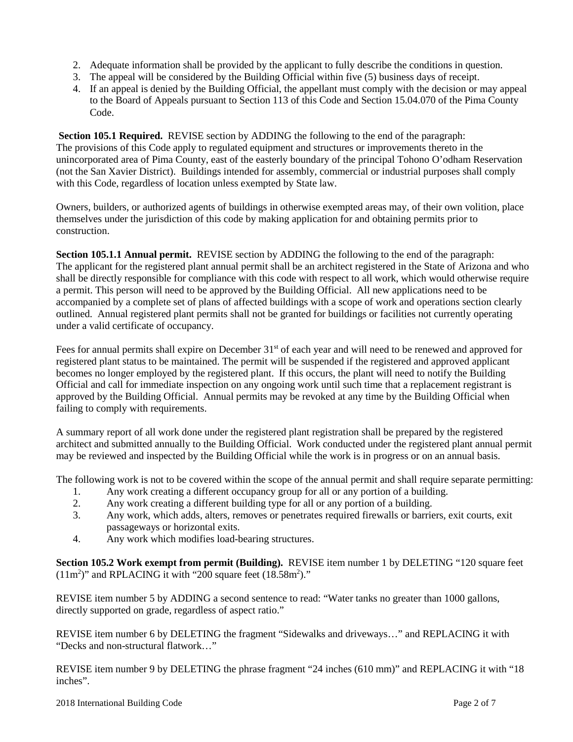2. Adequate information shall be provided by the applicant to fully describe the conditions in question.
3. The appeal will be considered by the Building Official within five (5) business days of receipt.
4. If an appeal is denied by the Building Official, the appellant must comply with the decision or may appeal to the Board of Appeals pursuant to Section 113 of this Code and Section 15.04.070 of the Pima County Code.

**Section 105.1 Required.** REVISE section by ADDING the following to the end of the paragraph: The provisions of this Code apply to regulated equipment and structures or improvements thereto in the unincorporated area of Pima County, east of the easterly boundary of the principal Tohono O'odham Reservation (not the San Xavier District). Buildings intended for assembly, commercial or industrial purposes shall comply with this Code, regardless of location unless exempted by State law.

Owners, builders, or authorized agents of buildings in otherwise exempted areas may, of their own volition, place themselves under the jurisdiction of this code by making application for and obtaining permits prior to construction.

**Section 105.1.1 Annual permit.** REVISE section by ADDING the following to the end of the paragraph: The applicant for the registered plant annual permit shall be an architect registered in the State of Arizona and who shall be directly responsible for compliance with this code with respect to all work, which would otherwise require a permit. This person will need to be approved by the Building Official. All new applications need to be accompanied by a complete set of plans of affected buildings with a scope of work and operations section clearly outlined. Annual registered plant permits shall not be granted for buildings or facilities not currently operating under a valid certificate of occupancy.

Fees for annual permits shall expire on December 31st of each year and will need to be renewed and approved for registered plant status to be maintained. The permit will be suspended if the registered and approved applicant becomes no longer employed by the registered plant. If this occurs, the plant will need to notify the Building Official and call for immediate inspection on any ongoing work until such time that a replacement registrant is approved by the Building Official. Annual permits may be revoked at any time by the Building Official when failing to comply with requirements.

A summary report of all work done under the registered plant registration shall be prepared by the registered architect and submitted annually to the Building Official. Work conducted under the registered plant annual permit may be reviewed and inspected by the Building Official while the work is in progress or on an annual basis.

The following work is not to be covered within the scope of the annual permit and shall require separate permitting:

1. Any work creating a different occupancy group for all or any portion of a building.
2. Any work creating a different building type for all or any portion of a building.
3. Any work, which adds, alters, removes or penetrates required firewalls or barriers, exit courts, exit passageways or horizontal exits.
4. Any work which modifies load-bearing structures.

**Section 105.2 Work exempt from permit (Building).** REVISE item number 1 by DELETING "120 square feet ($11m^2$)" and RPLACING it with "200 square feet ($18.58m^2$)."

REVISE item number 5 by ADDING a second sentence to read: "Water tanks no greater than 1000 gallons, directly supported on grade, regardless of aspect ratio."

REVISE item number 6 by DELETING the fragment "Sidewalks and driveways…" and REPLACING it with "Decks and non-structural flatwork…"

REVISE item number 9 by DELETING the phrase fragment "24 inches (610 mm)" and REPLACING it with "18 inches".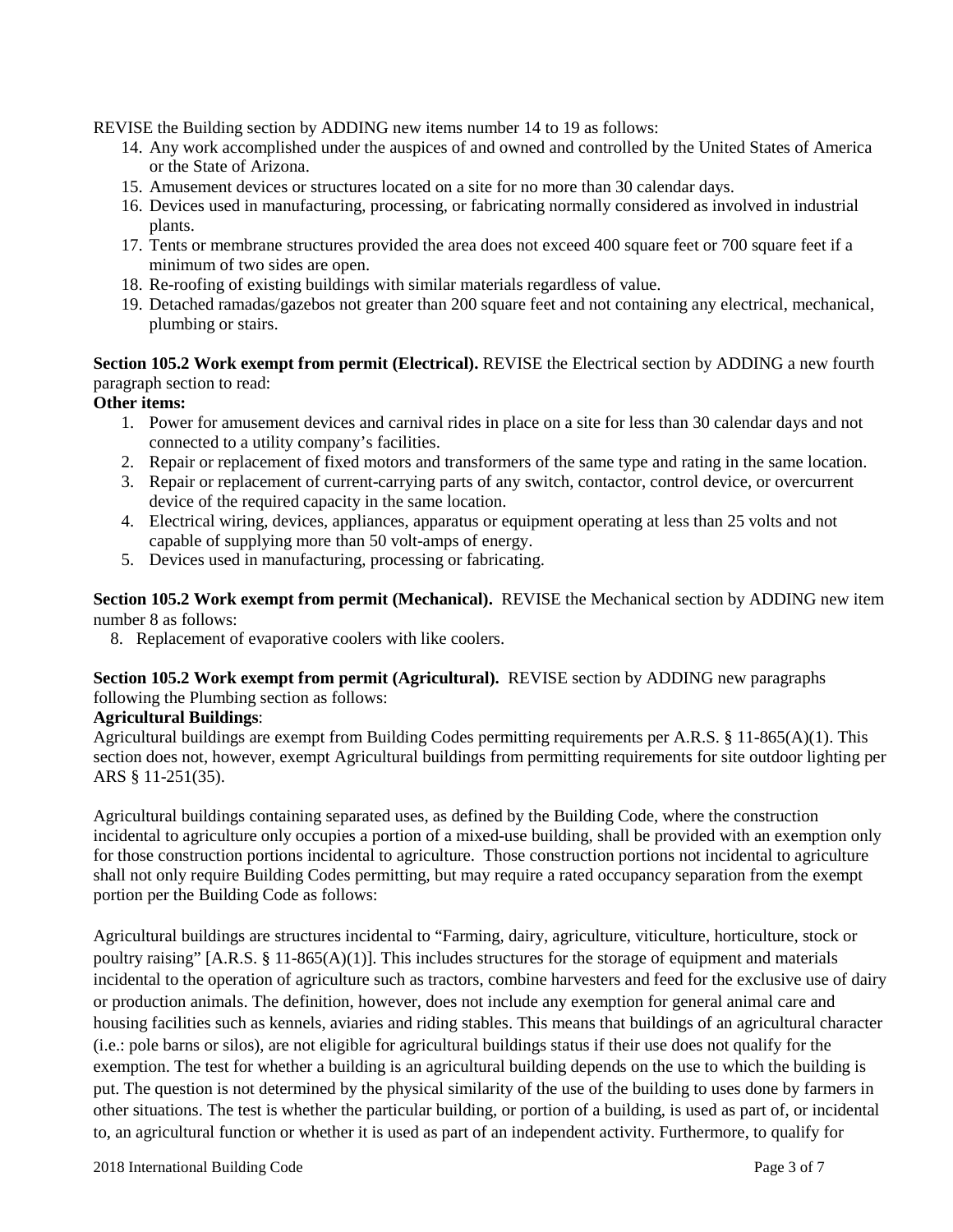REVISE the Building section by ADDING new items number 14 to 19 as follows:

14. Any work accomplished under the auspices of and owned and controlled by the United States of America or the State of Arizona.
15. Amusement devices or structures located on a site for no more than 30 calendar days.
16. Devices used in manufacturing, processing, or fabricating normally considered as involved in industrial plants.
17. Tents or membrane structures provided the area does not exceed 400 square feet or 700 square feet if a minimum of two sides are open.
18. Re-roofing of existing buildings with similar materials regardless of value.
19. Detached ramadas/gazebos not greater than 200 square feet and not containing any electrical, mechanical, plumbing or stairs.

**Section 105.2 Work exempt from permit (Electrical).** REVISE the Electrical section by ADDING a new fourth paragraph section to read:

**Other items:**

1. Power for amusement devices and carnival rides in place on a site for less than 30 calendar days and not connected to a utility company's facilities.
2. Repair or replacement of fixed motors and transformers of the same type and rating in the same location.
3. Repair or replacement of current-carrying parts of any switch, contactor, control device, or overcurrent device of the required capacity in the same location.
4. Electrical wiring, devices, appliances, apparatus or equipment operating at less than 25 volts and not capable of supplying more than 50 volt-amps of energy.
5. Devices used in manufacturing, processing or fabricating.

**Section 105.2 Work exempt from permit (Mechanical).** REVISE the Mechanical section by ADDING new item number 8 as follows:

8. Replacement of evaporative coolers with like coolers.

**Section 105.2 Work exempt from permit (Agricultural).** REVISE section by ADDING new paragraphs following the Plumbing section as follows:

**Agricultural Buildings**:

Agricultural buildings are exempt from Building Codes permitting requirements per A.R.S. § 11-865(A)(1). This section does not, however, exempt Agricultural buildings from permitting requirements for site outdoor lighting per ARS § 11-251(35).

Agricultural buildings containing separated uses, as defined by the Building Code, where the construction incidental to agriculture only occupies a portion of a mixed-use building, shall be provided with an exemption only for those construction portions incidental to agriculture. Those construction portions not incidental to agriculture shall not only require Building Codes permitting, but may require a rated occupancy separation from the exempt portion per the Building Code as follows:

Agricultural buildings are structures incidental to "Farming, dairy, agriculture, viticulture, horticulture, stock or poultry raising" [A.R.S. § 11-865(A)(1)]. This includes structures for the storage of equipment and materials incidental to the operation of agriculture such as tractors, combine harvesters and feed for the exclusive use of dairy or production animals. The definition, however, does not include any exemption for general animal care and housing facilities such as kennels, aviaries and riding stables. This means that buildings of an agricultural character (i.e.: pole barns or silos), are not eligible for agricultural buildings status if their use does not qualify for the exemption. The test for whether a building is an agricultural building depends on the use to which the building is put. The question is not determined by the physical similarity of the use of the building to uses done by farmers in other situations. The test is whether the particular building, or portion of a building, is used as part of, or incidental to, an agricultural function or whether it is used as part of an independent activity. Furthermore, to qualify for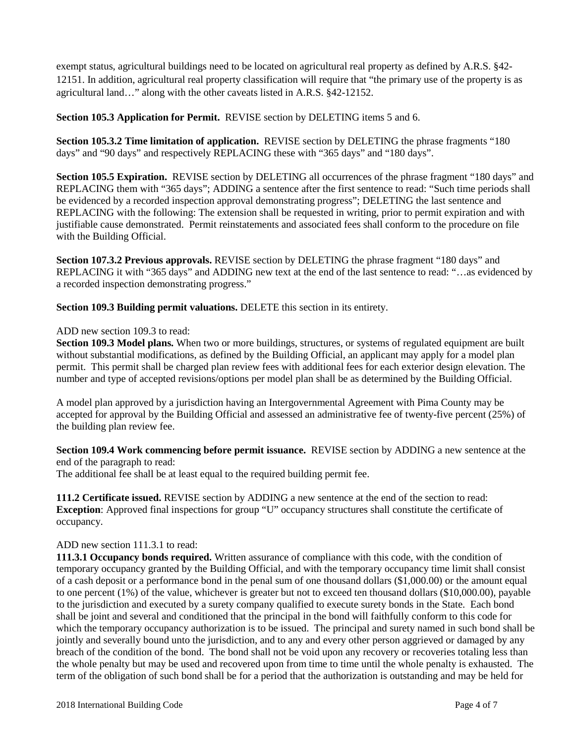exempt status, agricultural buildings need to be located on agricultural real property as defined by A.R.S. §42-12151. In addition, agricultural real property classification will require that "the primary use of the property is as agricultural land…" along with the other caveats listed in A.R.S. §42-12152.

**Section 105.3 Application for Permit.** REVISE section by DELETING items 5 and 6.

**Section 105.3.2 Time limitation of application.** REVISE section by DELETING the phrase fragments "180 days" and "90 days" and respectively REPLACING these with "365 days" and "180 days".

**Section 105.5 Expiration.** REVISE section by DELETING all occurrences of the phrase fragment "180 days" and REPLACING them with "365 days"; ADDING a sentence after the first sentence to read: "Such time periods shall be evidenced by a recorded inspection approval demonstrating progress"; DELETING the last sentence and REPLACING with the following: The extension shall be requested in writing, prior to permit expiration and with justifiable cause demonstrated. Permit reinstatements and associated fees shall conform to the procedure on file with the Building Official.

**Section 107.3.2 Previous approvals.** REVISE section by DELETING the phrase fragment "180 days" and REPLACING it with "365 days" and ADDING new text at the end of the last sentence to read: "…as evidenced by a recorded inspection demonstrating progress."

**Section 109.3 Building permit valuations.** DELETE this section in its entirety.

ADD new section 109.3 to read:

**Section 109.3 Model plans.** When two or more buildings, structures, or systems of regulated equipment are built without substantial modifications, as defined by the Building Official, an applicant may apply for a model plan permit. This permit shall be charged plan review fees with additional fees for each exterior design elevation. The number and type of accepted revisions/options per model plan shall be as determined by the Building Official.

A model plan approved by a jurisdiction having an Intergovernmental Agreement with Pima County may be accepted for approval by the Building Official and assessed an administrative fee of twenty-five percent (25%) of the building plan review fee.

**Section 109.4 Work commencing before permit issuance.** REVISE section by ADDING a new sentence at the end of the paragraph to read:

The additional fee shall be at least equal to the required building permit fee.

**111.2 Certificate issued.** REVISE section by ADDING a new sentence at the end of the section to read:

**Exception**: Approved final inspections for group "U" occupancy structures shall constitute the certificate of occupancy.

ADD new section 111.3.1 to read:

**111.3.1 Occupancy bonds required.** Written assurance of compliance with this code, with the condition of temporary occupancy granted by the Building Official, and with the temporary occupancy time limit shall consist of a cash deposit or a performance bond in the penal sum of one thousand dollars ($1,000.00) or the amount equal to one percent (1%) of the value, whichever is greater but not to exceed ten thousand dollars ($10,000.00), payable to the jurisdiction and executed by a surety company qualified to execute surety bonds in the State. Each bond shall be joint and several and conditioned that the principal in the bond will faithfully conform to this code for which the temporary occupancy authorization is to be issued. The principal and surety named in such bond shall be jointly and severally bound unto the jurisdiction, and to any and every other person aggrieved or damaged by any breach of the condition of the bond. The bond shall not be void upon any recovery or recoveries totaling less than the whole penalty but may be used and recovered upon from time to time until the whole penalty is exhausted. The term of the obligation of such bond shall be for a period that the authorization is outstanding and may be held for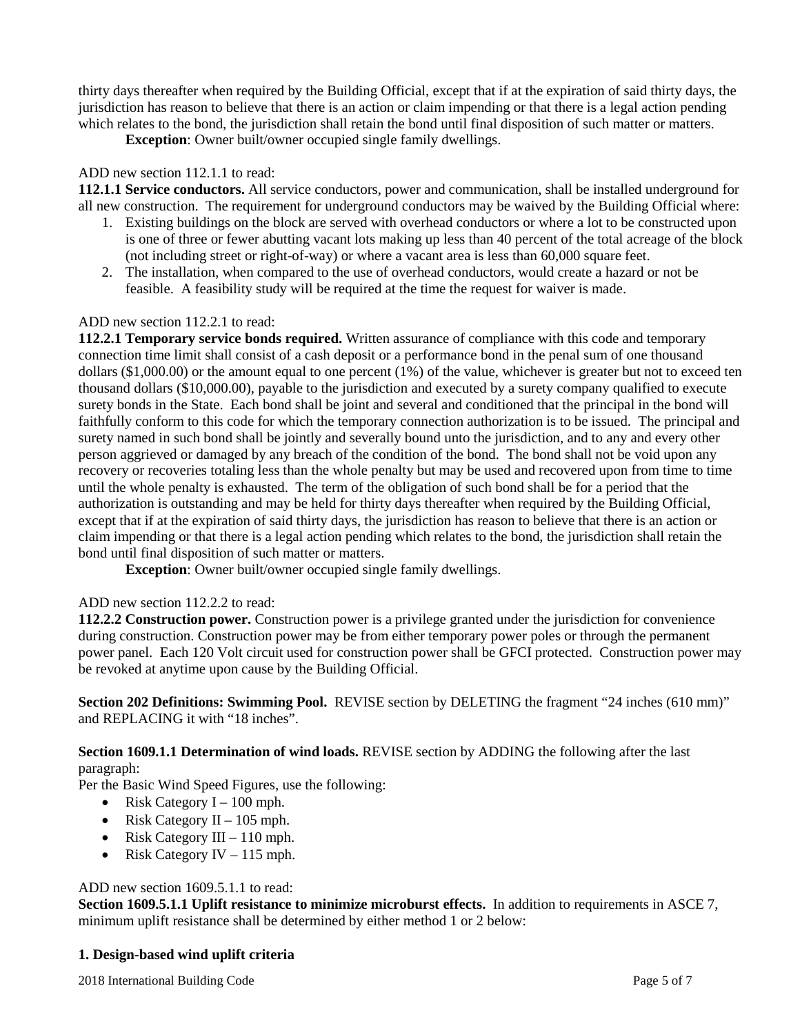thirty days thereafter when required by the Building Official, except that if at the expiration of said thirty days, the jurisdiction has reason to believe that there is an action or claim impending or that there is a legal action pending which relates to the bond, the jurisdiction shall retain the bond until final disposition of such matter or matters.

**Exception**: Owner built/owner occupied single family dwellings.

ADD new section 112.1.1 to read:

**112.1.1 Service conductors.** All service conductors, power and communication, shall be installed underground for all new construction. The requirement for underground conductors may be waived by the Building Official where:

1. Existing buildings on the block are served with overhead conductors or where a lot to be constructed upon is one of three or fewer abutting vacant lots making up less than 40 percent of the total acreage of the block (not including street or right-of-way) or where a vacant area is less than 60,000 square feet.
2. The installation, when compared to the use of overhead conductors, would create a hazard or not be feasible. A feasibility study will be required at the time the request for waiver is made.

ADD new section 112.2.1 to read:

**112.2.1 Temporary service bonds required.** Written assurance of compliance with this code and temporary connection time limit shall consist of a cash deposit or a performance bond in the penal sum of one thousand dollars ($1,000.00) or the amount equal to one percent (1%) of the value, whichever is greater but not to exceed ten thousand dollars ($10,000.00), payable to the jurisdiction and executed by a surety company qualified to execute surety bonds in the State. Each bond shall be joint and several and conditioned that the principal in the bond will faithfully conform to this code for which the temporary connection authorization is to be issued. The principal and surety named in such bond shall be jointly and severally bound unto the jurisdiction, and to any and every other person aggrieved or damaged by any breach of the condition of the bond. The bond shall not be void upon any recovery or recoveries totaling less than the whole penalty but may be used and recovered upon from time to time until the whole penalty is exhausted. The term of the obligation of such bond shall be for a period that the authorization is outstanding and may be held for thirty days thereafter when required by the Building Official, except that if at the expiration of said thirty days, the jurisdiction has reason to believe that there is an action or claim impending or that there is a legal action pending which relates to the bond, the jurisdiction shall retain the bond until final disposition of such matter or matters.

**Exception**: Owner built/owner occupied single family dwellings.

ADD new section 112.2.2 to read:

**112.2.2 Construction power.** Construction power is a privilege granted under the jurisdiction for convenience during construction. Construction power may be from either temporary power poles or through the permanent power panel. Each 120 Volt circuit used for construction power shall be GFCI protected. Construction power may be revoked at anytime upon cause by the Building Official.

**Section 202 Definitions: Swimming Pool.** REVISE section by DELETING the fragment "24 inches (610 mm)" and REPLACING it with "18 inches".

**Section 1609.1.1 Determination of wind loads.** REVISE section by ADDING the following after the last paragraph:

Per the Basic Wind Speed Figures, use the following:

- Risk Category I – 100 mph.
- Risk Category II – 105 mph.
- Risk Category III – 110 mph.
- Risk Category IV – 115 mph.

ADD new section 1609.5.1.1 to read:

**Section 1609.5.1.1 Uplift resistance to minimize microburst effects.** In addition to requirements in ASCE 7, minimum uplift resistance shall be determined by either method 1 or 2 below:

**1. Design-based wind uplift criteria**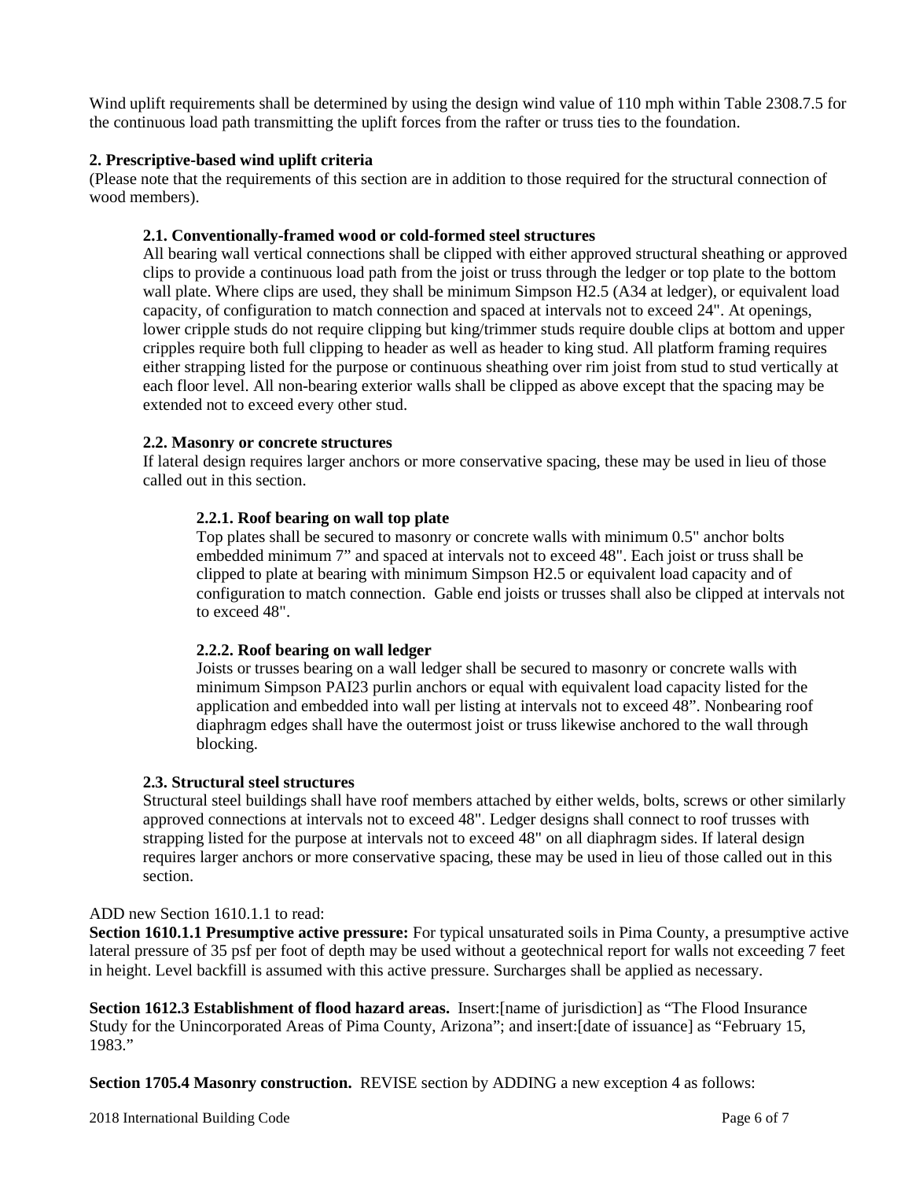Wind uplift requirements shall be determined by using the design wind value of 110 mph within Table 2308.7.5 for the continuous load path transmitting the uplift forces from the rafter or truss ties to the foundation.

**2. Prescriptive-based wind uplift criteria**

(Please note that the requirements of this section are in addition to those required for the structural connection of wood members).

**2.1. Conventionally-framed wood or cold-formed steel structures**

All bearing wall vertical connections shall be clipped with either approved structural sheathing or approved clips to provide a continuous load path from the joist or truss through the ledger or top plate to the bottom wall plate. Where clips are used, they shall be minimum Simpson H2.5 (A34 at ledger), or equivalent load capacity, of configuration to match connection and spaced at intervals not to exceed 24". At openings, lower cripple studs do not require clipping but king/trimmer studs require double clips at bottom and upper cripples require both full clipping to header as well as header to king stud. All platform framing requires either strapping listed for the purpose or continuous sheathing over rim joist from stud to stud vertically at each floor level. All non-bearing exterior walls shall be clipped as above except that the spacing may be extended not to exceed every other stud.

**2.2. Masonry or concrete structures**

If lateral design requires larger anchors or more conservative spacing, these may be used in lieu of those called out in this section.

**2.2.1. Roof bearing on wall top plate**

Top plates shall be secured to masonry or concrete walls with minimum 0.5" anchor bolts embedded minimum 7" and spaced at intervals not to exceed 48". Each joist or truss shall be clipped to plate at bearing with minimum Simpson H2.5 or equivalent load capacity and of configuration to match connection. Gable end joists or trusses shall also be clipped at intervals not to exceed 48".

**2.2.2. Roof bearing on wall ledger**

Joists or trusses bearing on a wall ledger shall be secured to masonry or concrete walls with minimum Simpson PAI23 purlin anchors or equal with equivalent load capacity listed for the application and embedded into wall per listing at intervals not to exceed 48". Nonbearing roof diaphragm edges shall have the outermost joist or truss likewise anchored to the wall through blocking.

**2.3. Structural steel structures**

Structural steel buildings shall have roof members attached by either welds, bolts, screws or other similarly approved connections at intervals not to exceed 48". Ledger designs shall connect to roof trusses with strapping listed for the purpose at intervals not to exceed 48" on all diaphragm sides. If lateral design requires larger anchors or more conservative spacing, these may be used in lieu of those called out in this section.

ADD new Section 1610.1.1 to read:

**Section 1610.1.1 Presumptive active pressure:** For typical unsaturated soils in Pima County, a presumptive active lateral pressure of 35 psf per foot of depth may be used without a geotechnical report for walls not exceeding 7 feet in height. Level backfill is assumed with this active pressure. Surcharges shall be applied as necessary.

**Section 1612.3 Establishment of flood hazard areas.** Insert:[name of jurisdiction] as "The Flood Insurance Study for the Unincorporated Areas of Pima County, Arizona"; and insert:[date of issuance] as "February 15, 1983."

**Section 1705.4 Masonry construction.** REVISE section by ADDING a new exception 4 as follows: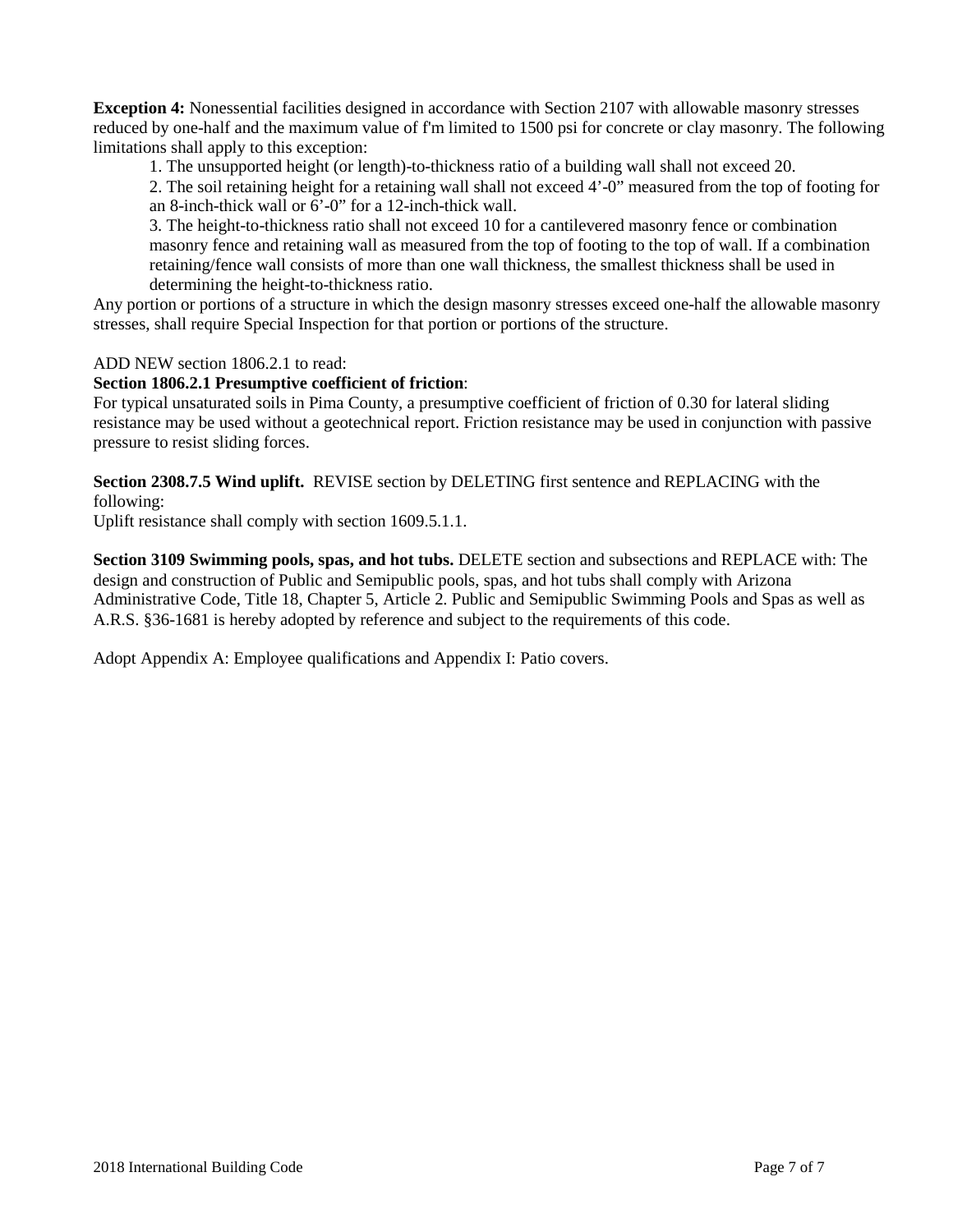**Exception 4:** Nonessential facilities designed in accordance with Section 2107 with allowable masonry stresses reduced by one-half and the maximum value of f'm limited to 1500 psi for concrete or clay masonry. The following limitations shall apply to this exception:

1. The unsupported height (or length)-to-thickness ratio of a building wall shall not exceed 20.
2. The soil retaining height for a retaining wall shall not exceed 4'-0" measured from the top of footing for an 8-inch-thick wall or 6'-0" for a 12-inch-thick wall.
3. The height-to-thickness ratio shall not exceed 10 for a cantilevered masonry fence or combination masonry fence and retaining wall as measured from the top of footing to the top of wall. If a combination retaining/fence wall consists of more than one wall thickness, the smallest thickness shall be used in determining the height-to-thickness ratio.

Any portion or portions of a structure in which the design masonry stresses exceed one-half the allowable masonry stresses, shall require Special Inspection for that portion or portions of the structure.

ADD NEW section 1806.2.1 to read:

**Section 1806.2.1 Presumptive coefficient of friction**:

For typical unsaturated soils in Pima County, a presumptive coefficient of friction of 0.30 for lateral sliding resistance may be used without a geotechnical report. Friction resistance may be used in conjunction with passive pressure to resist sliding forces.

**Section 2308.7.5 Wind uplift.** REVISE section by DELETING first sentence and REPLACING with the following:

Uplift resistance shall comply with section 1609.5.1.1.

**Section 3109 Swimming pools, spas, and hot tubs.** DELETE section and subsections and REPLACE with: The design and construction of Public and Semipublic pools, spas, and hot tubs shall comply with Arizona Administrative Code, Title 18, Chapter 5, Article 2. Public and Semipublic Swimming Pools and Spas as well as A.R.S. §36-1681 is hereby adopted by reference and subject to the requirements of this code.

Adopt Appendix A: Employee qualifications and Appendix I: Patio covers.